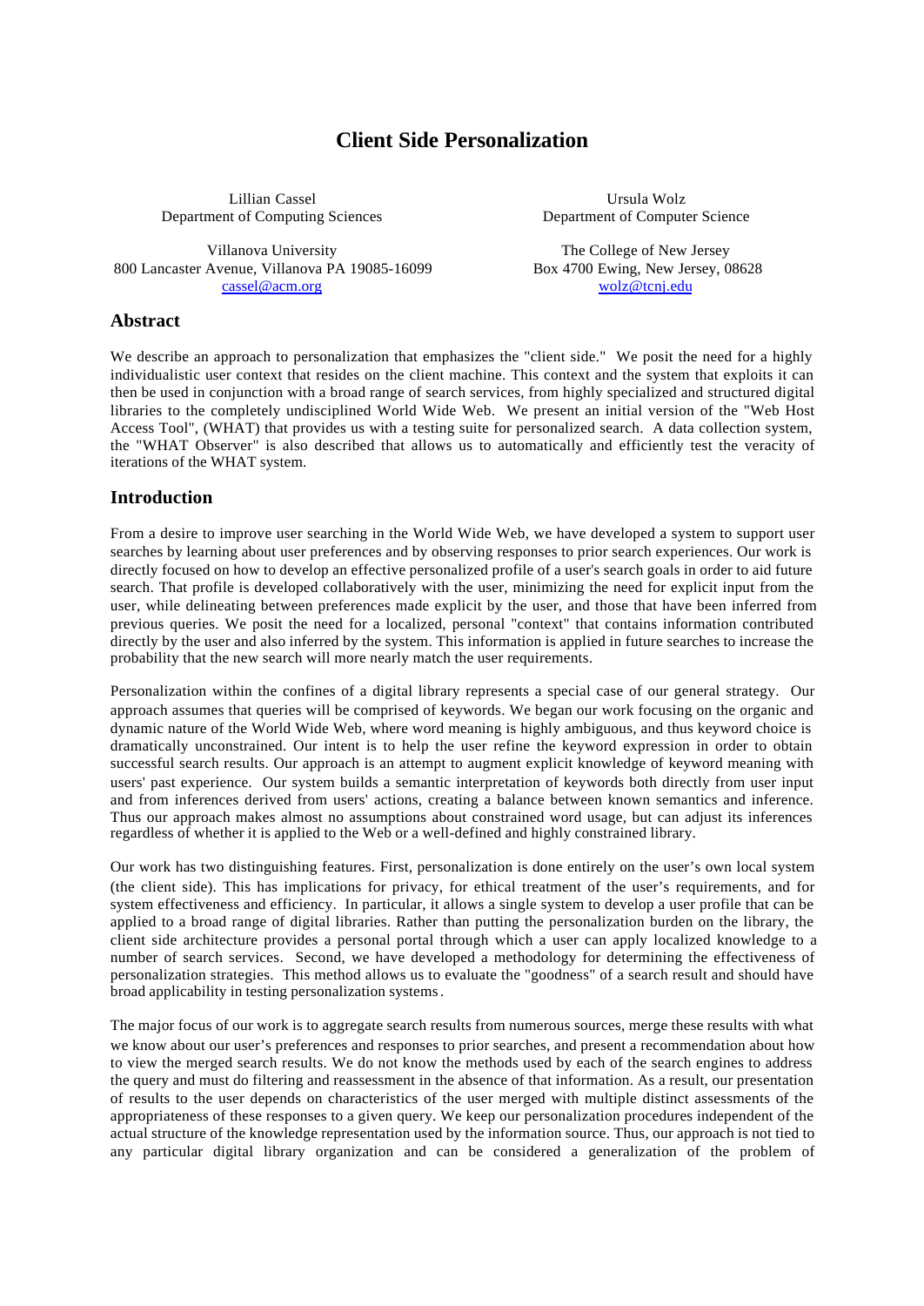# Client Side Personalization

Lillian Cassel
Department of Computing Sciences

Villanova University
800 Lancaster Avenue, Villanova PA 19085-16099
cassel@acm.org

Ursula Wolz
Department of Computer Science

The College of New Jersey
Box 4700 Ewing, New Jersey, 08628
wolz@tcnj.edu

## Abstract

We describe an approach to personalization that emphasizes the "client side." We posit the need for a highly individualistic user context that resides on the client machine. This context and the system that exploits it can then be used in conjunction with a broad range of search services, from highly specialized and structured digital libraries to the completely undisciplined World Wide Web. We present an initial version of the "Web Host Access Tool", (WHAT) that provides us with a testing suite for personalized search. A data collection system, the "WHAT Observer" is also described that allows us to automatically and efficiently test the veracity of iterations of the WHAT system.

## Introduction

From a desire to improve user searching in the World Wide Web, we have developed a system to support user searches by learning about user preferences and by observing responses to prior search experiences. Our work is directly focused on how to develop an effective personalized profile of a user's search goals in order to aid future search. That profile is developed collaboratively with the user, minimizing the need for explicit input from the user, while delineating between preferences made explicit by the user, and those that have been inferred from previous queries. We posit the need for a localized, personal "context" that contains information contributed directly by the user and also inferred by the system. This information is applied in future searches to increase the probability that the new search will more nearly match the user requirements.

Personalization within the confines of a digital library represents a special case of our general strategy. Our approach assumes that queries will be comprised of keywords. We began our work focusing on the organic and dynamic nature of the World Wide Web, where word meaning is highly ambiguous, and thus keyword choice is dramatically unconstrained. Our intent is to help the user refine the keyword expression in order to obtain successful search results. Our approach is an attempt to augment explicit knowledge of keyword meaning with users' past experience. Our system builds a semantic interpretation of keywords both directly from user input and from inferences derived from users' actions, creating a balance between known semantics and inference. Thus our approach makes almost no assumptions about constrained word usage, but can adjust its inferences regardless of whether it is applied to the Web or a well-defined and highly constrained library.

Our work has two distinguishing features. First, personalization is done entirely on the user's own local system (the client side). This has implications for privacy, for ethical treatment of the user's requirements, and for system effectiveness and efficiency. In particular, it allows a single system to develop a user profile that can be applied to a broad range of digital libraries. Rather than putting the personalization burden on the library, the client side architecture provides a personal portal through which a user can apply localized knowledge to a number of search services. Second, we have developed a methodology for determining the effectiveness of personalization strategies. This method allows us to evaluate the "goodness" of a search result and should have broad applicability in testing personalization systems.

The major focus of our work is to aggregate search results from numerous sources, merge these results with what we know about our user's preferences and responses to prior searches, and present a recommendation about how to view the merged search results. We do not know the methods used by each of the search engines to address the query and must do filtering and reassessment in the absence of that information. As a result, our presentation of results to the user depends on characteristics of the user merged with multiple distinct assessments of the appropriateness of these responses to a given query. We keep our personalization procedures independent of the actual structure of the knowledge representation used by the information source. Thus, our approach is not tied to any particular digital library organization and can be considered a generalization of the problem of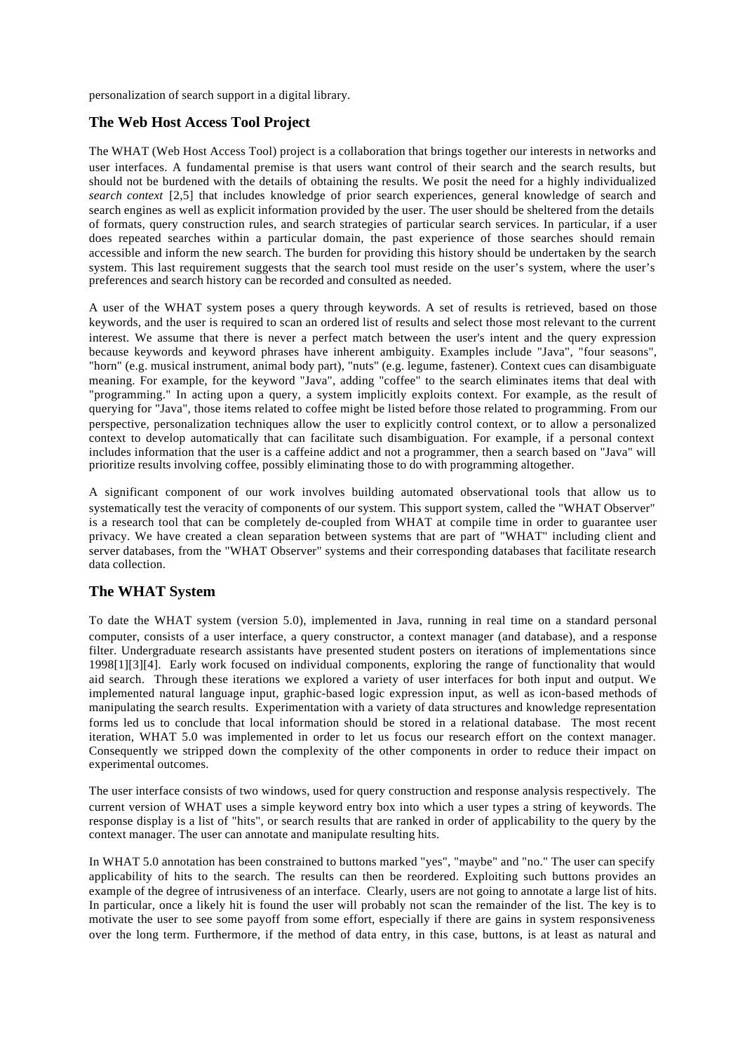personalization of search support in a digital library.

## The Web Host Access Tool Project

The WHAT (Web Host Access Tool) project is a collaboration that brings together our interests in networks and user interfaces. A fundamental premise is that users want control of their search and the search results, but should not be burdened with the details of obtaining the results. We posit the need for a highly individualized *search context* [2,5] that includes knowledge of prior search experiences, general knowledge of search and search engines as well as explicit information provided by the user. The user should be sheltered from the details of formats, query construction rules, and search strategies of particular search services. In particular, if a user does repeated searches within a particular domain, the past experience of those searches should remain accessible and inform the new search. The burden for providing this history should be undertaken by the search system. This last requirement suggests that the search tool must reside on the user's system, where the user's preferences and search history can be recorded and consulted as needed.

A user of the WHAT system poses a query through keywords. A set of results is retrieved, based on those keywords, and the user is required to scan an ordered list of results and select those most relevant to the current interest. We assume that there is never a perfect match between the user's intent and the query expression because keywords and keyword phrases have inherent ambiguity. Examples include "Java", "four seasons", "horn" (e.g. musical instrument, animal body part), "nuts" (e.g. legume, fastener). Context cues can disambiguate meaning. For example, for the keyword "Java", adding "coffee" to the search eliminates items that deal with "programming." In acting upon a query, a system implicitly exploits context. For example, as the result of querying for "Java", those items related to coffee might be listed before those related to programming. From our perspective, personalization techniques allow the user to explicitly control context, or to allow a personalized context to develop automatically that can facilitate such disambiguation. For example, if a personal context includes information that the user is a caffeine addict and not a programmer, then a search based on "Java" will prioritize results involving coffee, possibly eliminating those to do with programming altogether.

A significant component of our work involves building automated observational tools that allow us to systematically test the veracity of components of our system. This support system, called the "WHAT Observer" is a research tool that can be completely de-coupled from WHAT at compile time in order to guarantee user privacy. We have created a clean separation between systems that are part of "WHAT" including client and server databases, from the "WHAT Observer" systems and their corresponding databases that facilitate research data collection.

## The WHAT System

To date the WHAT system (version 5.0), implemented in Java, running in real time on a standard personal computer, consists of a user interface, a query constructor, a context manager (and database), and a response filter. Undergraduate research assistants have presented student posters on iterations of implementations since 1998[1][3][4]. Early work focused on individual components, exploring the range of functionality that would aid search. Through these iterations we explored a variety of user interfaces for both input and output. We implemented natural language input, graphic-based logic expression input, as well as icon-based methods of manipulating the search results. Experimentation with a variety of data structures and knowledge representation forms led us to conclude that local information should be stored in a relational database. The most recent iteration, WHAT 5.0 was implemented in order to let us focus our research effort on the context manager. Consequently we stripped down the complexity of the other components in order to reduce their impact on experimental outcomes.

The user interface consists of two windows, used for query construction and response analysis respectively. The current version of WHAT uses a simple keyword entry box into which a user types a string of keywords. The response display is a list of "hits", or search results that are ranked in order of applicability to the query by the context manager. The user can annotate and manipulate resulting hits.

In WHAT 5.0 annotation has been constrained to buttons marked "yes", "maybe" and "no." The user can specify applicability of hits to the search. The results can then be reordered. Exploiting such buttons provides an example of the degree of intrusiveness of an interface. Clearly, users are not going to annotate a large list of hits. In particular, once a likely hit is found the user will probably not scan the remainder of the list. The key is to motivate the user to see some payoff from some effort, especially if there are gains in system responsiveness over the long term. Furthermore, if the method of data entry, in this case, buttons, is at least as natural and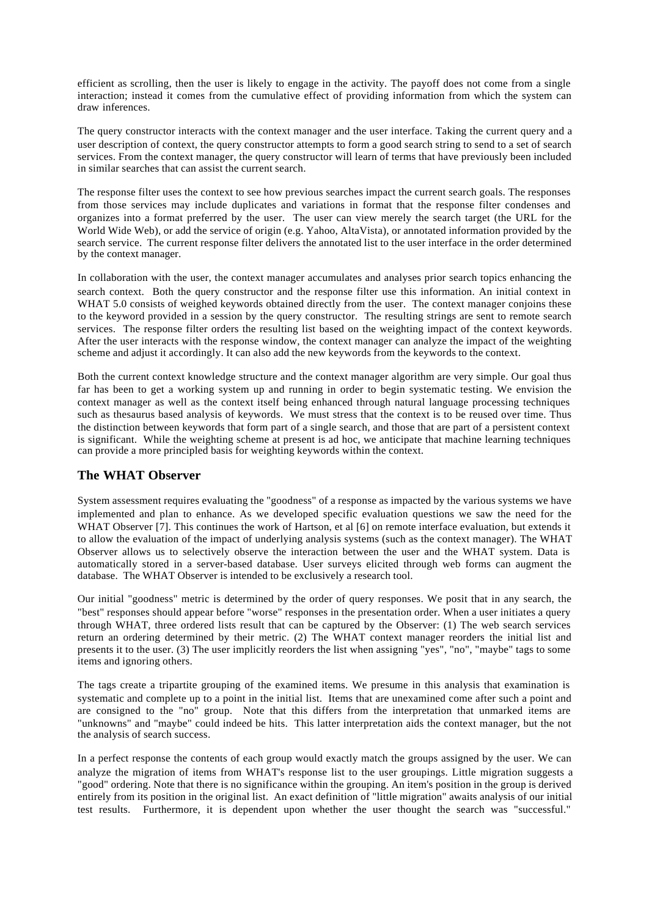efficient as scrolling, then the user is likely to engage in the activity. The payoff does not come from a single interaction; instead it comes from the cumulative effect of providing information from which the system can draw inferences.

The query constructor interacts with the context manager and the user interface. Taking the current query and a user description of context, the query constructor attempts to form a good search string to send to a set of search services. From the context manager, the query constructor will learn of terms that have previously been included in similar searches that can assist the current search.

The response filter uses the context to see how previous searches impact the current search goals. The responses from those services may include duplicates and variations in format that the response filter condenses and organizes into a format preferred by the user. The user can view merely the search target (the URL for the World Wide Web), or add the service of origin (e.g. Yahoo, AltaVista), or annotated information provided by the search service. The current response filter delivers the annotated list to the user interface in the order determined by the context manager.

In collaboration with the user, the context manager accumulates and analyses prior search topics enhancing the search context. Both the query constructor and the response filter use this information. An initial context in WHAT 5.0 consists of weighed keywords obtained directly from the user. The context manager conjoins these to the keyword provided in a session by the query constructor. The resulting strings are sent to remote search services. The response filter orders the resulting list based on the weighting impact of the context keywords. After the user interacts with the response window, the context manager can analyze the impact of the weighting scheme and adjust it accordingly. It can also add the new keywords from the keywords to the context.

Both the current context knowledge structure and the context manager algorithm are very simple. Our goal thus far has been to get a working system up and running in order to begin systematic testing. We envision the context manager as well as the context itself being enhanced through natural language processing techniques such as thesaurus based analysis of keywords. We must stress that the context is to be reused over time. Thus the distinction between keywords that form part of a single search, and those that are part of a persistent context is significant. While the weighting scheme at present is ad hoc, we anticipate that machine learning techniques can provide a more principled basis for weighting keywords within the context.

## The WHAT Observer

System assessment requires evaluating the "goodness" of a response as impacted by the various systems we have implemented and plan to enhance. As we developed specific evaluation questions we saw the need for the WHAT Observer [7]. This continues the work of Hartson, et al [6] on remote interface evaluation, but extends it to allow the evaluation of the impact of underlying analysis systems (such as the context manager). The WHAT Observer allows us to selectively observe the interaction between the user and the WHAT system. Data is automatically stored in a server-based database. User surveys elicited through web forms can augment the database. The WHAT Observer is intended to be exclusively a research tool.

Our initial "goodness" metric is determined by the order of query responses. We posit that in any search, the "best" responses should appear before "worse" responses in the presentation order. When a user initiates a query through WHAT, three ordered lists result that can be captured by the Observer: (1) The web search services return an ordering determined by their metric. (2) The WHAT context manager reorders the initial list and presents it to the user. (3) The user implicitly reorders the list when assigning "yes", "no", "maybe" tags to some items and ignoring others.

The tags create a tripartite grouping of the examined items. We presume in this analysis that examination is systematic and complete up to a point in the initial list. Items that are unexamined come after such a point and are consigned to the "no" group. Note that this differs from the interpretation that unmarked items are "unknowns" and "maybe" could indeed be hits. This latter interpretation aids the context manager, but the not the analysis of search success.

In a perfect response the contents of each group would exactly match the groups assigned by the user. We can analyze the migration of items from WHAT's response list to the user groupings. Little migration suggests a "good" ordering. Note that there is no significance within the grouping. An item's position in the group is derived entirely from its position in the original list. An exact definition of "little migration" awaits analysis of our initial test results. Furthermore, it is dependent upon whether the user thought the search was "successful."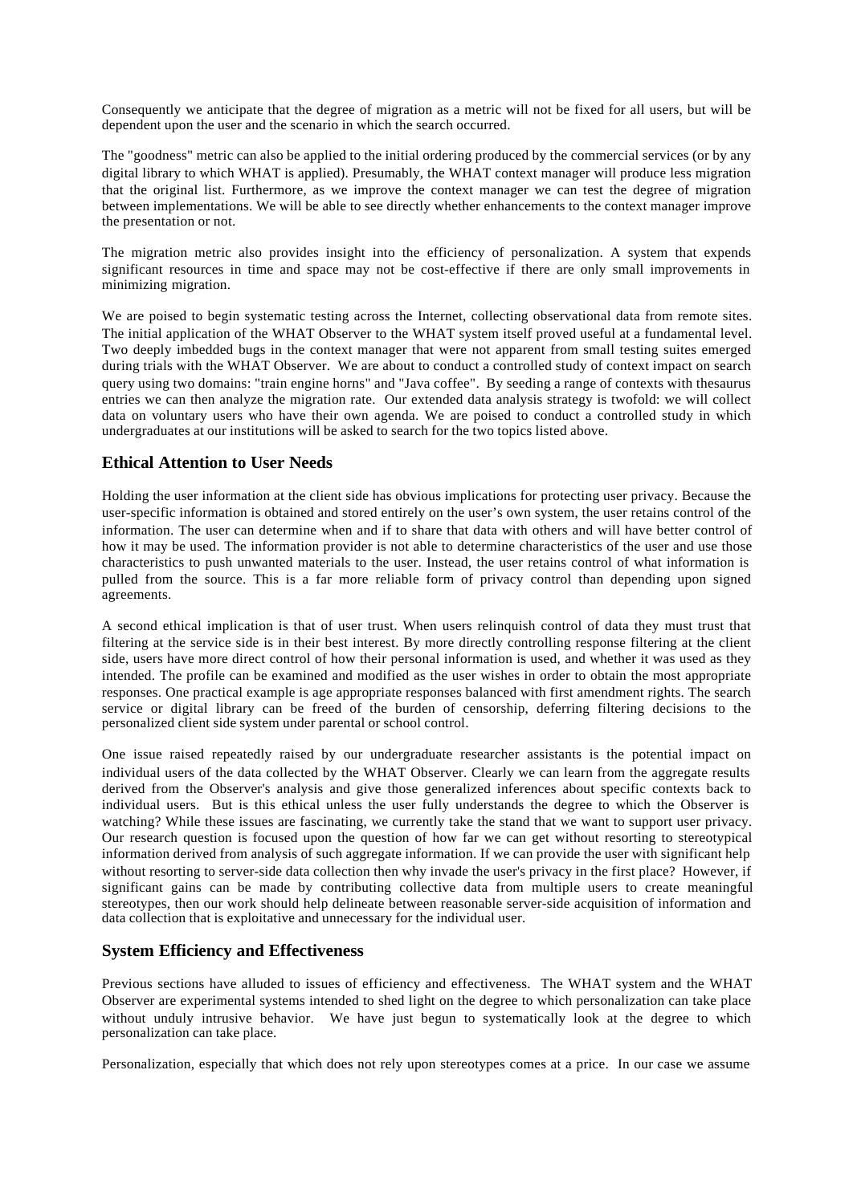Consequently we anticipate that the degree of migration as a metric will not be fixed for all users, but will be dependent upon the user and the scenario in which the search occurred.

The "goodness" metric can also be applied to the initial ordering produced by the commercial services (or by any digital library to which WHAT is applied). Presumably, the WHAT context manager will produce less migration that the original list. Furthermore, as we improve the context manager we can test the degree of migration between implementations. We will be able to see directly whether enhancements to the context manager improve the presentation or not.

The migration metric also provides insight into the efficiency of personalization. A system that expends significant resources in time and space may not be cost-effective if there are only small improvements in minimizing migration.

We are poised to begin systematic testing across the Internet, collecting observational data from remote sites. The initial application of the WHAT Observer to the WHAT system itself proved useful at a fundamental level. Two deeply imbedded bugs in the context manager that were not apparent from small testing suites emerged during trials with the WHAT Observer. We are about to conduct a controlled study of context impact on search query using two domains: "train engine horns" and "Java coffee". By seeding a range of contexts with thesaurus entries we can then analyze the migration rate. Our extended data analysis strategy is twofold: we will collect data on voluntary users who have their own agenda. We are poised to conduct a controlled study in which undergraduates at our institutions will be asked to search for the two topics listed above.

## Ethical Attention to User Needs

Holding the user information at the client side has obvious implications for protecting user privacy. Because the user-specific information is obtained and stored entirely on the user's own system, the user retains control of the information. The user can determine when and if to share that data with others and will have better control of how it may be used. The information provider is not able to determine characteristics of the user and use those characteristics to push unwanted materials to the user. Instead, the user retains control of what information is pulled from the source. This is a far more reliable form of privacy control than depending upon signed agreements.

A second ethical implication is that of user trust. When users relinquish control of data they must trust that filtering at the service side is in their best interest. By more directly controlling response filtering at the client side, users have more direct control of how their personal information is used, and whether it was used as they intended. The profile can be examined and modified as the user wishes in order to obtain the most appropriate responses. One practical example is age appropriate responses balanced with first amendment rights. The search service or digital library can be freed of the burden of censorship, deferring filtering decisions to the personalized client side system under parental or school control.

One issue raised repeatedly raised by our undergraduate researcher assistants is the potential impact on individual users of the data collected by the WHAT Observer. Clearly we can learn from the aggregate results derived from the Observer's analysis and give those generalized inferences about specific contexts back to individual users. But is this ethical unless the user fully understands the degree to which the Observer is watching? While these issues are fascinating, we currently take the stand that we want to support user privacy. Our research question is focused upon the question of how far we can get without resorting to stereotypical information derived from analysis of such aggregate information. If we can provide the user with significant help without resorting to server-side data collection then why invade the user's privacy in the first place? However, if significant gains can be made by contributing collective data from multiple users to create meaningful stereotypes, then our work should help delineate between reasonable server-side acquisition of information and data collection that is exploitative and unnecessary for the individual user.

## System Efficiency and Effectiveness

Previous sections have alluded to issues of efficiency and effectiveness. The WHAT system and the WHAT Observer are experimental systems intended to shed light on the degree to which personalization can take place without unduly intrusive behavior. We have just begun to systematically look at the degree to which personalization can take place.

Personalization, especially that which does not rely upon stereotypes comes at a price. In our case we assume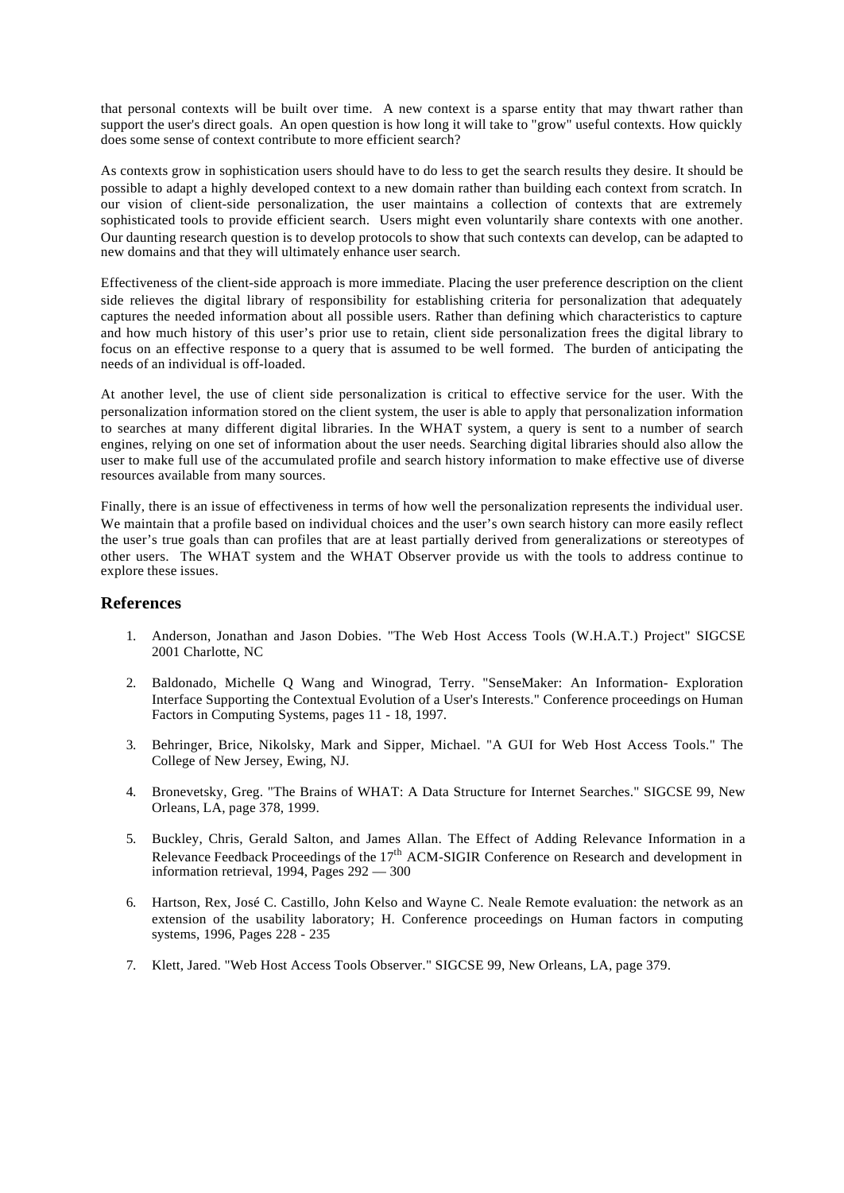that personal contexts will be built over time. A new context is a sparse entity that may thwart rather than support the user's direct goals. An open question is how long it will take to "grow" useful contexts. How quickly does some sense of context contribute to more efficient search?

As contexts grow in sophistication users should have to do less to get the search results they desire. It should be possible to adapt a highly developed context to a new domain rather than building each context from scratch. In our vision of client-side personalization, the user maintains a collection of contexts that are extremely sophisticated tools to provide efficient search. Users might even voluntarily share contexts with one another. Our daunting research question is to develop protocols to show that such contexts can develop, can be adapted to new domains and that they will ultimately enhance user search.

Effectiveness of the client-side approach is more immediate. Placing the user preference description on the client side relieves the digital library of responsibility for establishing criteria for personalization that adequately captures the needed information about all possible users. Rather than defining which characteristics to capture and how much history of this user's prior use to retain, client side personalization frees the digital library to focus on an effective response to a query that is assumed to be well formed. The burden of anticipating the needs of an individual is off-loaded.

At another level, the use of client side personalization is critical to effective service for the user. With the personalization information stored on the client system, the user is able to apply that personalization information to searches at many different digital libraries. In the WHAT system, a query is sent to a number of search engines, relying on one set of information about the user needs. Searching digital libraries should also allow the user to make full use of the accumulated profile and search history information to make effective use of diverse resources available from many sources.

Finally, there is an issue of effectiveness in terms of how well the personalization represents the individual user. We maintain that a profile based on individual choices and the user's own search history can more easily reflect the user's true goals than can profiles that are at least partially derived from generalizations or stereotypes of other users. The WHAT system and the WHAT Observer provide us with the tools to address continue to explore these issues.

## References

1. Anderson, Jonathan and Jason Dobies. "The Web Host Access Tools (W.H.A.T.) Project" SIGCSE 2001 Charlotte, NC

2. Baldonado, Michelle Q Wang and Winograd, Terry. "SenseMaker: An Information- Exploration Interface Supporting the Contextual Evolution of a User's Interests." Conference proceedings on Human Factors in Computing Systems, pages 11 - 18, 1997.

3. Behringer, Brice, Nikolsky, Mark and Sipper, Michael. "A GUI for Web Host Access Tools." The College of New Jersey, Ewing, NJ.

4. Bronevetsky, Greg. "The Brains of WHAT: A Data Structure for Internet Searches." SIGCSE 99, New Orleans, LA, page 378, 1999.

5. Buckley, Chris, Gerald Salton, and James Allan. The Effect of Adding Relevance Information in a Relevance Feedback Proceedings of the 17th ACM-SIGIR Conference on Research and development in information retrieval, 1994, Pages 292 — 300

6. Hartson, Rex, José C. Castillo, John Kelso and Wayne C. Neale Remote evaluation: the network as an extension of the usability laboratory; H. Conference proceedings on Human factors in computing systems, 1996, Pages 228 - 235

7. Klett, Jared. "Web Host Access Tools Observer." SIGCSE 99, New Orleans, LA, page 379.